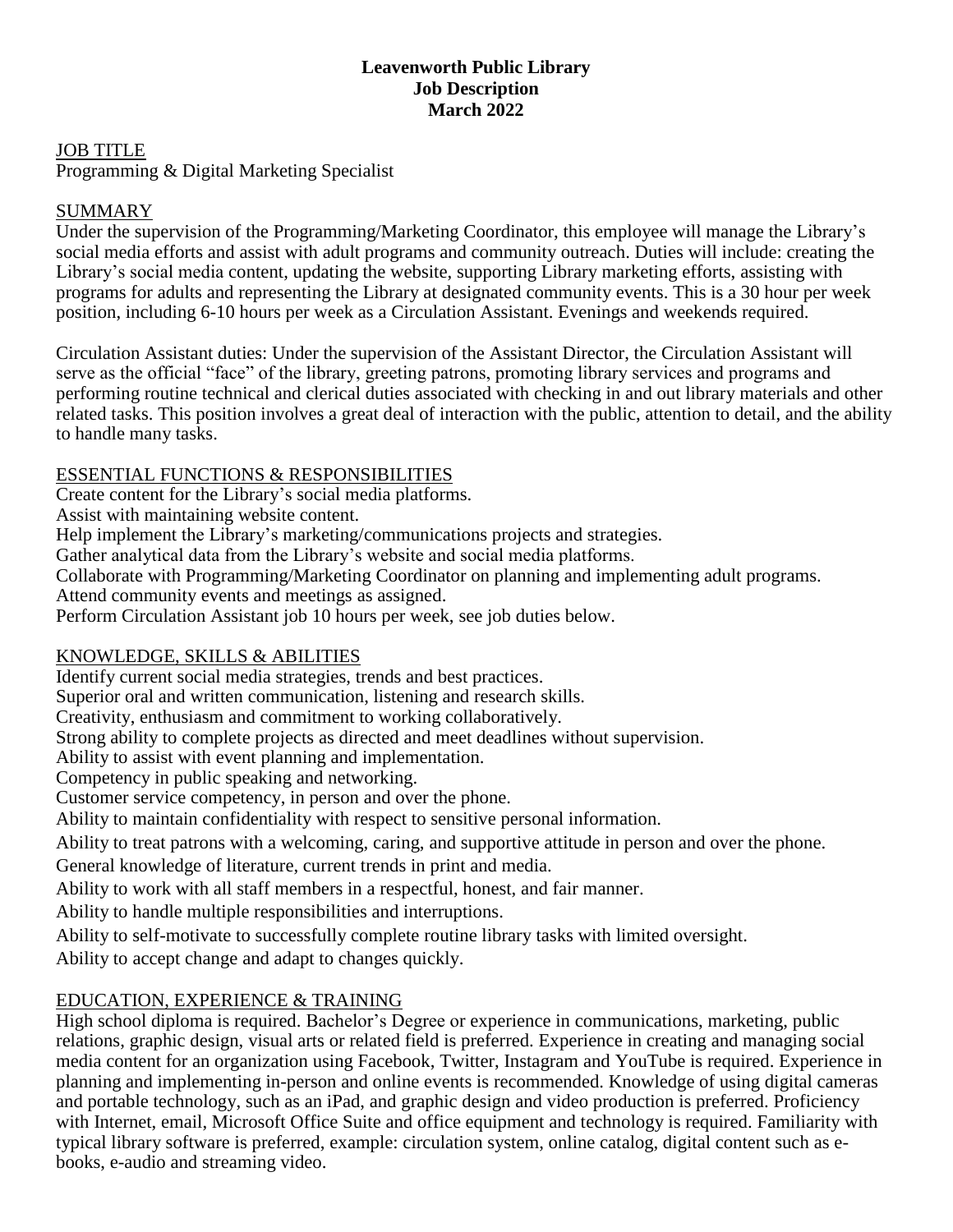**Leavenworth Public Library**
**Job Description**
**March 2022**

## JOB TITLE

Programming & Digital Marketing Specialist

## SUMMARY

Under the supervision of the Programming/Marketing Coordinator, this employee will manage the Library's social media efforts and assist with adult programs and community outreach. Duties will include: creating the Library's social media content, updating the website, supporting Library marketing efforts, assisting with programs for adults and representing the Library at designated community events. This is a 30 hour per week position, including 6-10 hours per week as a Circulation Assistant. Evenings and weekends required.

Circulation Assistant duties: Under the supervision of the Assistant Director, the Circulation Assistant will serve as the official "face" of the library, greeting patrons, promoting library services and programs and performing routine technical and clerical duties associated with checking in and out library materials and other related tasks. This position involves a great deal of interaction with the public, attention to detail, and the ability to handle many tasks.

## ESSENTIAL FUNCTIONS & RESPONSIBILITIES

Create content for the Library's social media platforms.
Assist with maintaining website content.
Help implement the Library's marketing/communications projects and strategies.
Gather analytical data from the Library's website and social media platforms.
Collaborate with Programming/Marketing Coordinator on planning and implementing adult programs.
Attend community events and meetings as assigned.
Perform Circulation Assistant job 10 hours per week, see job duties below.

## KNOWLEDGE, SKILLS & ABILITIES

Identify current social media strategies, trends and best practices.
Superior oral and written communication, listening and research skills.
Creativity, enthusiasm and commitment to working collaboratively.
Strong ability to complete projects as directed and meet deadlines without supervision.
Ability to assist with event planning and implementation.
Competency in public speaking and networking.
Customer service competency, in person and over the phone.
Ability to maintain confidentiality with respect to sensitive personal information.
Ability to treat patrons with a welcoming, caring, and supportive attitude in person and over the phone.
General knowledge of literature, current trends in print and media.
Ability to work with all staff members in a respectful, honest, and fair manner.
Ability to handle multiple responsibilities and interruptions.
Ability to self-motivate to successfully complete routine library tasks with limited oversight.
Ability to accept change and adapt to changes quickly.

## EDUCATION, EXPERIENCE & TRAINING

High school diploma is required. Bachelor's Degree or experience in communications, marketing, public relations, graphic design, visual arts or related field is preferred. Experience in creating and managing social media content for an organization using Facebook, Twitter, Instagram and YouTube is required. Experience in planning and implementing in-person and online events is recommended. Knowledge of using digital cameras and portable technology, such as an iPad, and graphic design and video production is preferred. Proficiency with Internet, email, Microsoft Office Suite and office equipment and technology is required. Familiarity with typical library software is preferred, example: circulation system, online catalog, digital content such as e-books, e-audio and streaming video.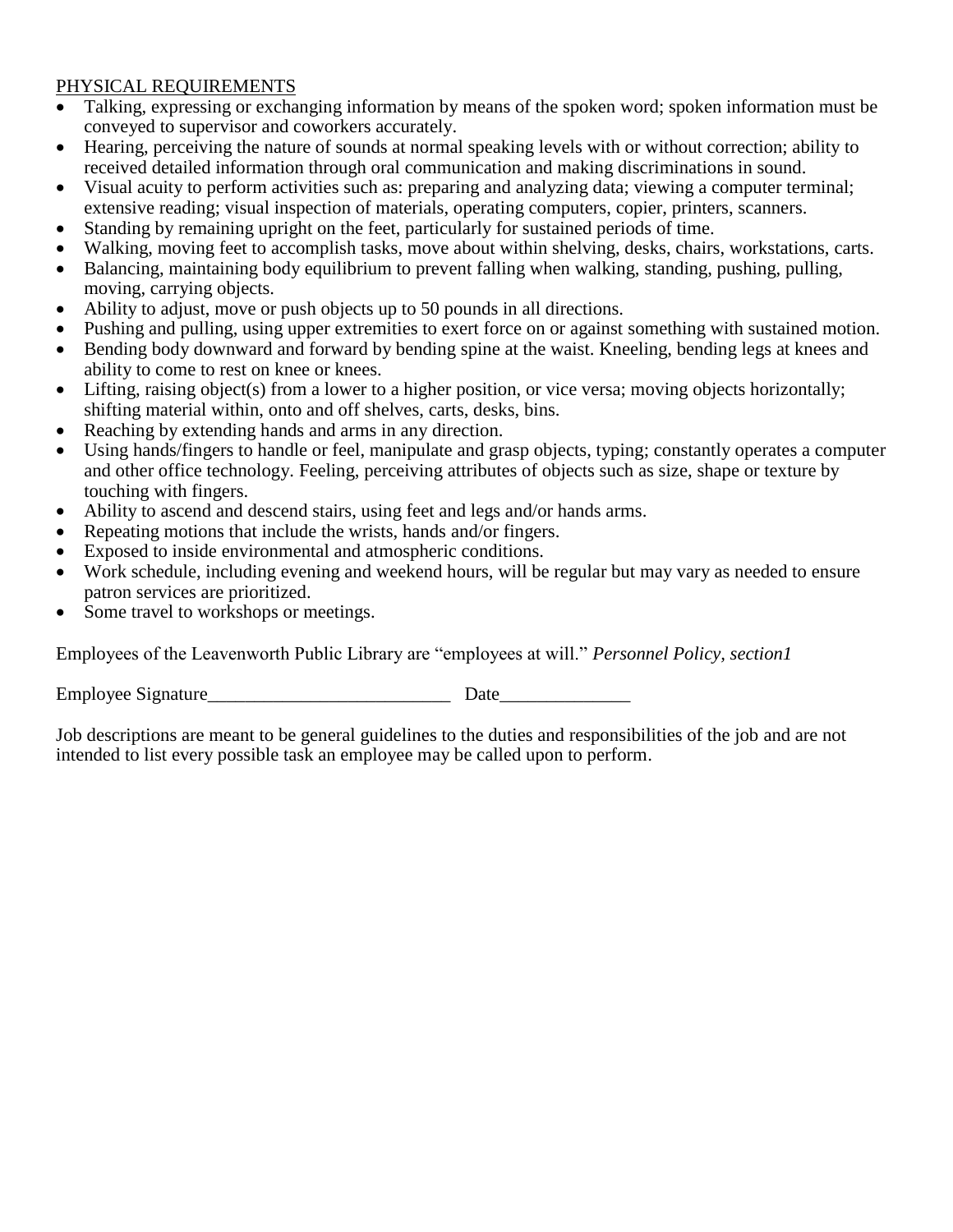PHYSICAL REQUIREMENTS

- Talking, expressing or exchanging information by means of the spoken word; spoken information must be conveyed to supervisor and coworkers accurately.
- Hearing, perceiving the nature of sounds at normal speaking levels with or without correction; ability to received detailed information through oral communication and making discriminations in sound.
- Visual acuity to perform activities such as: preparing and analyzing data; viewing a computer terminal; extensive reading; visual inspection of materials, operating computers, copier, printers, scanners.
- Standing by remaining upright on the feet, particularly for sustained periods of time.
- Walking, moving feet to accomplish tasks, move about within shelving, desks, chairs, workstations, carts.
- Balancing, maintaining body equilibrium to prevent falling when walking, standing, pushing, pulling, moving, carrying objects.
- Ability to adjust, move or push objects up to 50 pounds in all directions.
- Pushing and pulling, using upper extremities to exert force on or against something with sustained motion.
- Bending body downward and forward by bending spine at the waist. Kneeling, bending legs at knees and ability to come to rest on knee or knees.
- Lifting, raising object(s) from a lower to a higher position, or vice versa; moving objects horizontally; shifting material within, onto and off shelves, carts, desks, bins.
- Reaching by extending hands and arms in any direction.
- Using hands/fingers to handle or feel, manipulate and grasp objects, typing; constantly operates a computer and other office technology. Feeling, perceiving attributes of objects such as size, shape or texture by touching with fingers.
- Ability to ascend and descend stairs, using feet and legs and/or hands arms.
- Repeating motions that include the wrists, hands and/or fingers.
- Exposed to inside environmental and atmospheric conditions.
- Work schedule, including evening and weekend hours, will be regular but may vary as needed to ensure patron services are prioritized.
- Some travel to workshops or meetings.

Employees of the Leavenworth Public Library are "employees at will." *Personnel Policy, section1*

Employee Signature__________________________ Date______________

Job descriptions are meant to be general guidelines to the duties and responsibilities of the job and are not intended to list every possible task an employee may be called upon to perform.